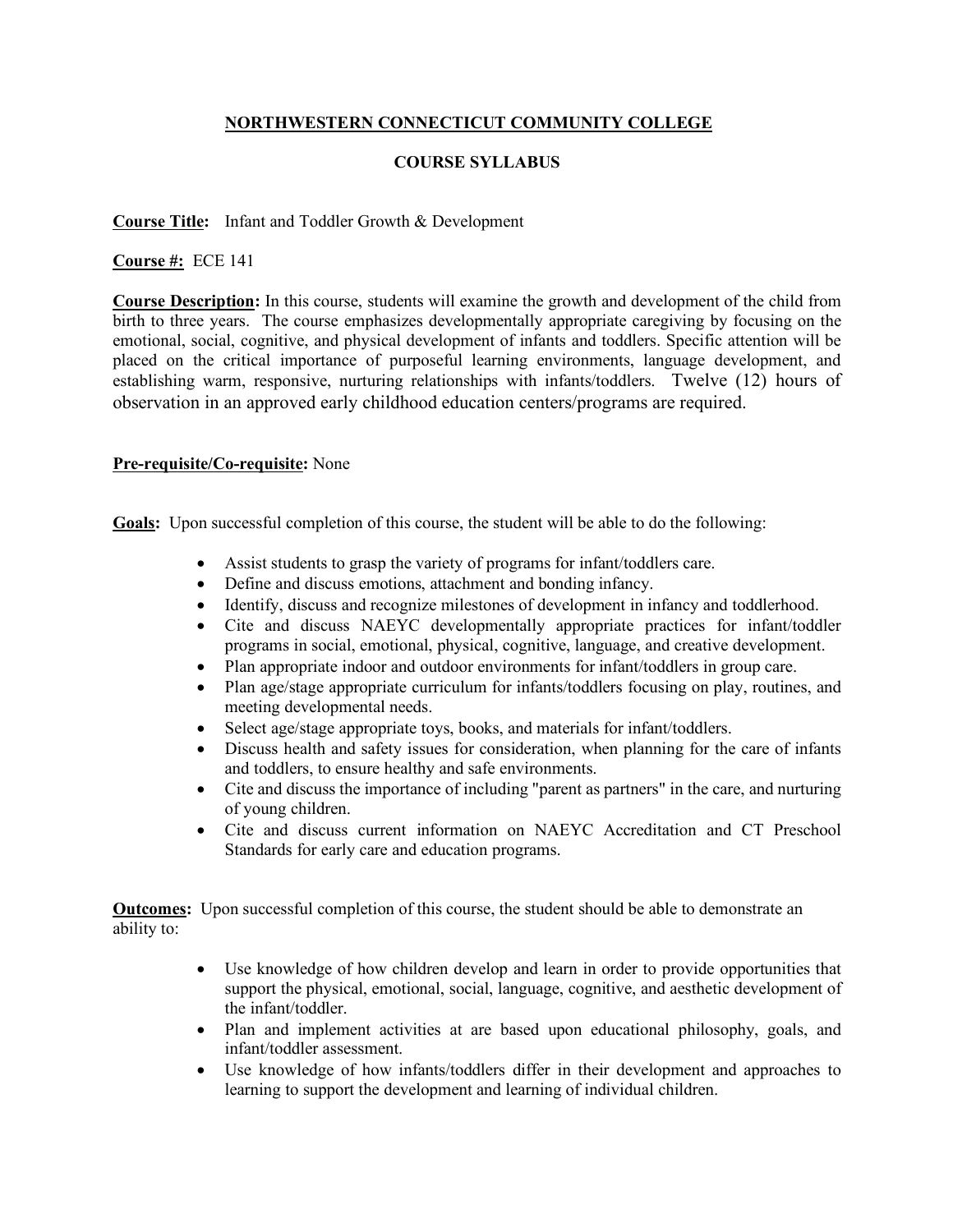# NORTHWESTERN CONNECTICUT COMMUNITY COLLEGE

## COURSE SYLLABUS

**Course Title:** Infant and Toddler Growth & Development

**Course #:** ECE 141

**Course Description:** In this course, students will examine the growth and development of the child from birth to three years. The course emphasizes developmentally appropriate caregiving by focusing on the emotional, social, cognitive, and physical development of infants and toddlers. Specific attention will be placed on the critical importance of purposeful learning environments, language development, and establishing warm, responsive, nurturing relationships with infants/toddlers. Twelve (12) hours of observation in an approved early childhood education centers/programs are required.

**Pre-requisite/Co-requisite:** None

**Goals:** Upon successful completion of this course, the student will be able to do the following:

- Assist students to grasp the variety of programs for infant/toddlers care.
- Define and discuss emotions, attachment and bonding infancy.
- Identify, discuss and recognize milestones of development in infancy and toddlerhood.
- Cite and discuss NAEYC developmentally appropriate practices for infant/toddler programs in social, emotional, physical, cognitive, language, and creative development.
- Plan appropriate indoor and outdoor environments for infant/toddlers in group care.
- Plan age/stage appropriate curriculum for infants/toddlers focusing on play, routines, and meeting developmental needs.
- Select age/stage appropriate toys, books, and materials for infant/toddlers.
- Discuss health and safety issues for consideration, when planning for the care of infants and toddlers, to ensure healthy and safe environments.
- Cite and discuss the importance of including "parent as partners" in the care, and nurturing of young children.
- Cite and discuss current information on NAEYC Accreditation and CT Preschool Standards for early care and education programs.

**Outcomes:** Upon successful completion of this course, the student should be able to demonstrate an ability to:

- Use knowledge of how children develop and learn in order to provide opportunities that support the physical, emotional, social, language, cognitive, and aesthetic development of the infant/toddler.
- Plan and implement activities at are based upon educational philosophy, goals, and infant/toddler assessment.
- Use knowledge of how infants/toddlers differ in their development and approaches to learning to support the development and learning of individual children.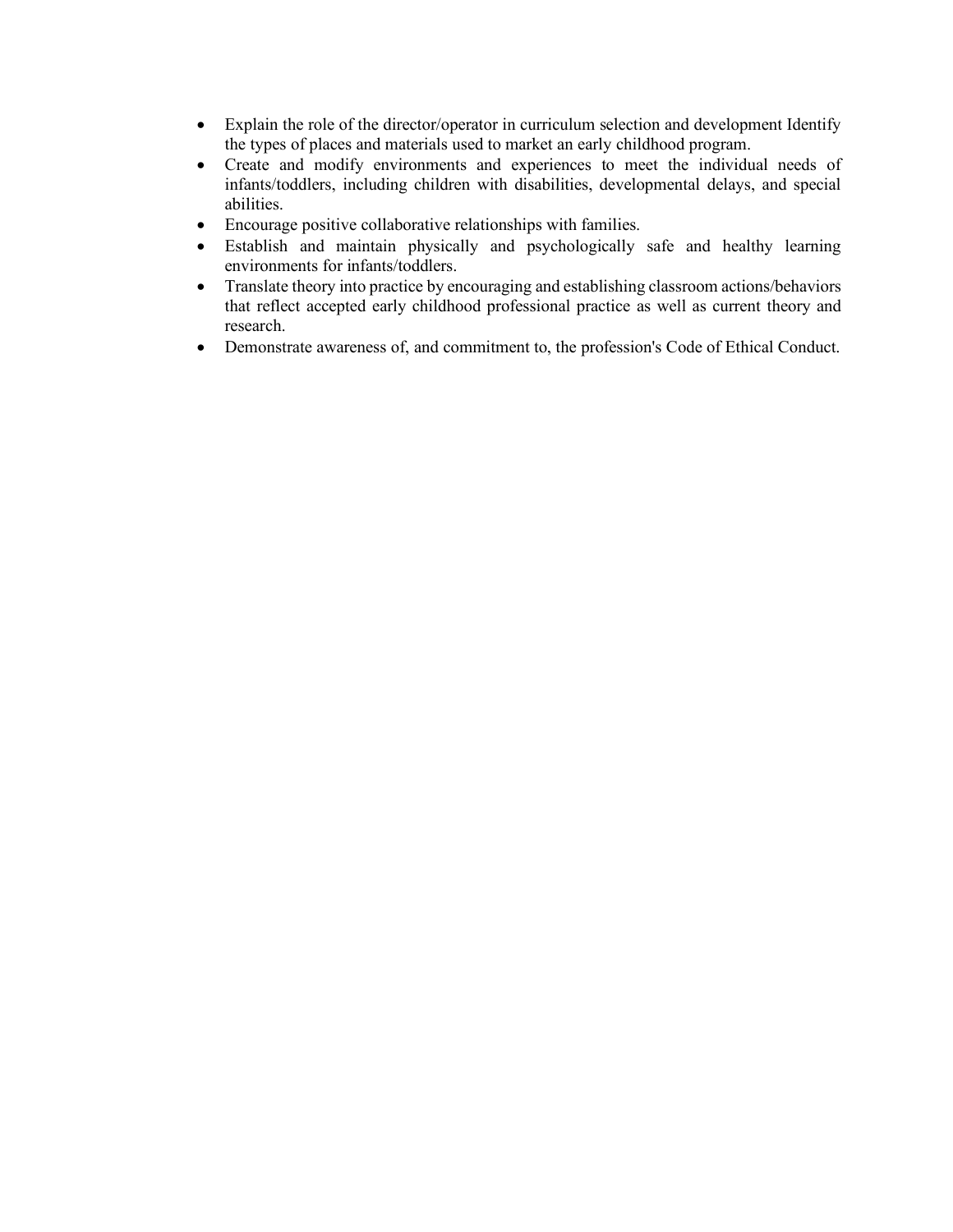- Explain the role of the director/operator in curriculum selection and development Identify the types of places and materials used to market an early childhood program.
- Create and modify environments and experiences to meet the individual needs of infants/toddlers, including children with disabilities, developmental delays, and special abilities.
- Encourage positive collaborative relationships with families.
- Establish and maintain physically and psychologically safe and healthy learning environments for infants/toddlers.
- Translate theory into practice by encouraging and establishing classroom actions/behaviors that reflect accepted early childhood professional practice as well as current theory and research.
- Demonstrate awareness of, and commitment to, the profession's Code of Ethical Conduct.